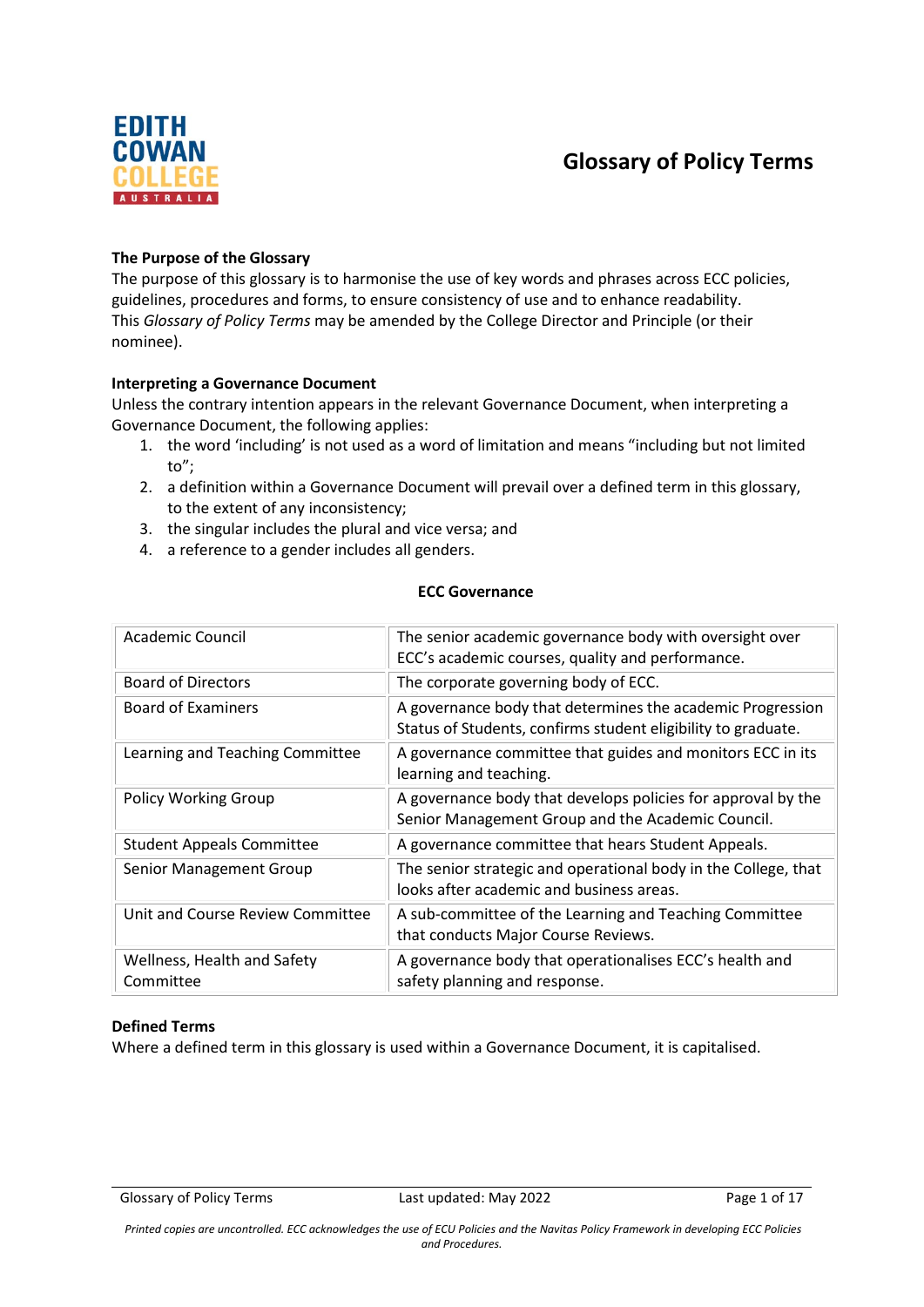EDITH COWAN COLLEGE AUSTRALIA

# Glossary of Policy Terms

**The Purpose of the Glossary**

The purpose of this glossary is to harmonise the use of key words and phrases across ECC policies, guidelines, procedures and forms, to ensure consistency of use and to enhance readability.
This *Glossary of Policy Terms* may be amended by the College Director and Principle (or their nominee).

**Interpreting a Governance Document**

Unless the contrary intention appears in the relevant Governance Document, when interpreting a Governance Document, the following applies:

1. the word 'including' is not used as a word of limitation and means "including but not limited to";
2. a definition within a Governance Document will prevail over a defined term in this glossary, to the extent of any inconsistency;
3. the singular includes the plural and vice versa; and
4. a reference to a gender includes all genders.

**ECC Governance**

| | |
|---|---|
| Academic Council | The senior academic governance body with oversight over ECC's academic courses, quality and performance. |
| Board of Directors | The corporate governing body of ECC. |
| Board of Examiners | A governance body that determines the academic Progression Status of Students, confirms student eligibility to graduate. |
| Learning and Teaching Committee | A governance committee that guides and monitors ECC in its learning and teaching. |
| Policy Working Group | A governance body that develops policies for approval by the Senior Management Group and the Academic Council. |
| Student Appeals Committee | A governance committee that hears Student Appeals. |
| Senior Management Group | The senior strategic and operational body in the College, that looks after academic and business areas. |
| Unit and Course Review Committee | A sub-committee of the Learning and Teaching Committee that conducts Major Course Reviews. |
| Wellness, Health and Safety Committee | A governance body that operationalises ECC's health and safety planning and response. |

**Defined Terms**

Where a defined term in this glossary is used within a Governance Document, it is capitalised.

*Printed copies are uncontrolled. ECC acknowledges the use of ECU Policies and the Navitas Policy Framework in developing ECC Policies and Procedures.*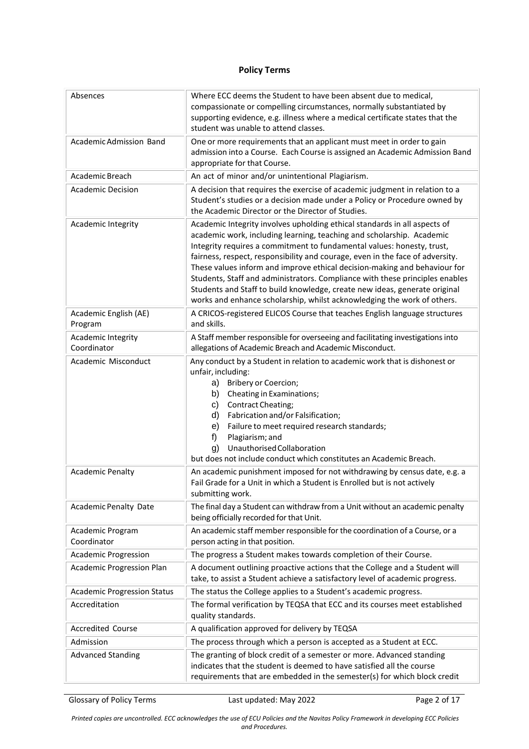## Policy Terms

| | |
|---|---|
| Absences | Where ECC deems the Student to have been absent due to medical, compassionate or compelling circumstances, normally substantiated by supporting evidence, e.g. illness where a medical certificate states that the student was unable to attend classes. |
| Academic Admission Band | One or more requirements that an applicant must meet in order to gain admission into a Course. Each Course is assigned an Academic Admission Band appropriate for that Course. |
| Academic Breach | An act of minor and/or unintentional Plagiarism. |
| Academic Decision | A decision that requires the exercise of academic judgment in relation to a Student's studies or a decision made under a Policy or Procedure owned by the Academic Director or the Director of Studies. |
| Academic Integrity | Academic Integrity involves upholding ethical standards in all aspects of academic work, including learning, teaching and scholarship. Academic Integrity requires a commitment to fundamental values: honesty, trust, fairness, respect, responsibility and courage, even in the face of adversity. These values inform and improve ethical decision-making and behaviour for Students, Staff and administrators. Compliance with these principles enables Students and Staff to build knowledge, create new ideas, generate original works and enhance scholarship, whilst acknowledging the work of others. |
| Academic English (AE) Program | A CRICOS-registered ELICOS Course that teaches English language structures and skills. |
| Academic Integrity Coordinator | A Staff member responsible for overseeing and facilitating investigations into allegations of Academic Breach and Academic Misconduct. |
| Academic Misconduct | Any conduct by a Student in relation to academic work that is dishonest or unfair, including:<br>a) Bribery or Coercion;<br>b) Cheating in Examinations;<br>c) Contract Cheating;<br>d) Fabrication and/or Falsification;<br>e) Failure to meet required research standards;<br>f) Plagiarism; and<br>g) Unauthorised Collaboration<br>but does not include conduct which constitutes an Academic Breach. |
| Academic Penalty | An academic punishment imposed for not withdrawing by census date, e.g. a Fail Grade for a Unit in which a Student is Enrolled but is not actively submitting work. |
| Academic Penalty Date | The final day a Student can withdraw from a Unit without an academic penalty being officially recorded for that Unit. |
| Academic Program Coordinator | An academic staff member responsible for the coordination of a Course, or a person acting in that position. |
| Academic Progression | The progress a Student makes towards completion of their Course. |
| Academic Progression Plan | A document outlining proactive actions that the College and a Student will take, to assist a Student achieve a satisfactory level of academic progress. |
| Academic Progression Status | The status the College applies to a Student's academic progress. |
| Accreditation | The formal verification by TEQSA that ECC and its courses meet established quality standards. |
| Accredited Course | A qualification approved for delivery by TEQSA |
| Admission | The process through which a person is accepted as a Student at ECC. |
| Advanced Standing | The granting of block credit of a semester or more. Advanced standing indicates that the student is deemed to have satisfied all the course requirements that are embedded in the semester(s) for which block credit |

*Printed copies are uncontrolled. ECC acknowledges the use of ECU Policies and the Navitas Policy Framework in developing ECC Policies and Procedures.*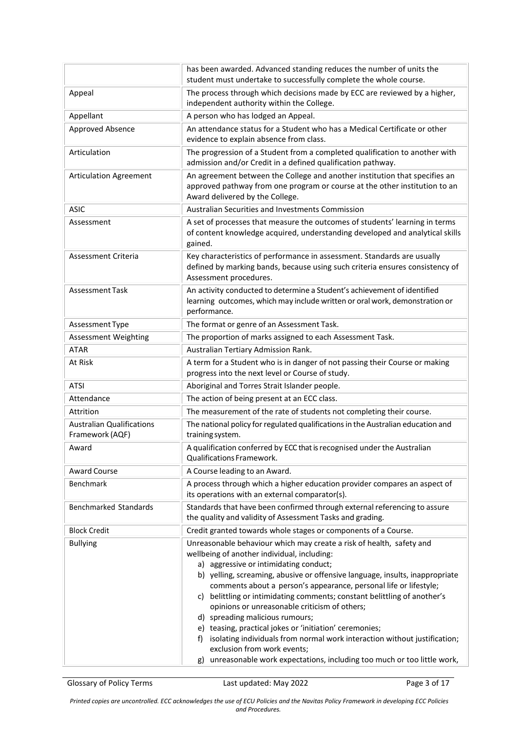| | |
|---|---|
| | has been awarded. Advanced standing reduces the number of units the student must undertake to successfully complete the whole course. |
| Appeal | The process through which decisions made by ECC are reviewed by a higher, independent authority within the College. |
| Appellant | A person who has lodged an Appeal. |
| Approved Absence | An attendance status for a Student who has a Medical Certificate or other evidence to explain absence from class. |
| Articulation | The progression of a Student from a completed qualification to another with admission and/or Credit in a defined qualification pathway. |
| Articulation Agreement | An agreement between the College and another institution that specifies an approved pathway from one program or course at the other institution to an Award delivered by the College. |
| ASIC | Australian Securities and Investments Commission |
| Assessment | A set of processes that measure the outcomes of students' learning in terms of content knowledge acquired, understanding developed and analytical skills gained. |
| Assessment Criteria | Key characteristics of performance in assessment. Standards are usually defined by marking bands, because using such criteria ensures consistency of Assessment procedures. |
| Assessment Task | An activity conducted to determine a Student's achievement of identified learning outcomes, which may include written or oral work, demonstration or performance. |
| Assessment Type | The format or genre of an Assessment Task. |
| Assessment Weighting | The proportion of marks assigned to each Assessment Task. |
| ATAR | Australian Tertiary Admission Rank. |
| At Risk | A term for a Student who is in danger of not passing their Course or making progress into the next level or Course of study. |
| ATSI | Aboriginal and Torres Strait Islander people. |
| Attendance | The action of being present at an ECC class. |
| Attrition | The measurement of the rate of students not completing their course. |
| Australian Qualifications Framework (AQF) | The national policy for regulated qualifications in the Australian education and training system. |
| Award | A qualification conferred by ECC that is recognised under the Australian Qualifications Framework. |
| Award Course | A Course leading to an Award. |
| Benchmark | A process through which a higher education provider compares an aspect of its operations with an external comparator(s). |
| Benchmarked Standards | Standards that have been confirmed through external referencing to assure the quality and validity of Assessment Tasks and grading. |
| Block Credit | Credit granted towards whole stages or components of a Course. |
| Bullying | Unreasonable behaviour which may create a risk of health, safety and wellbeing of another individual, including:<br>a) aggressive or intimidating conduct;<br>b) yelling, screaming, abusive or offensive language, insults, inappropriate comments about a person's appearance, personal life or lifestyle;<br>c) belittling or intimidating comments; constant belittling of another's opinions or unreasonable criticism of others;<br>d) spreading malicious rumours;<br>e) teasing, practical jokes or 'initiation' ceremonies;<br>f) isolating individuals from normal work interaction without justification; exclusion from work events;<br>g) unreasonable work expectations, including too much or too little work, |

*Printed copies are uncontrolled. ECC acknowledges the use of ECU Policies and the Navitas Policy Framework in developing ECC Policies and Procedures.*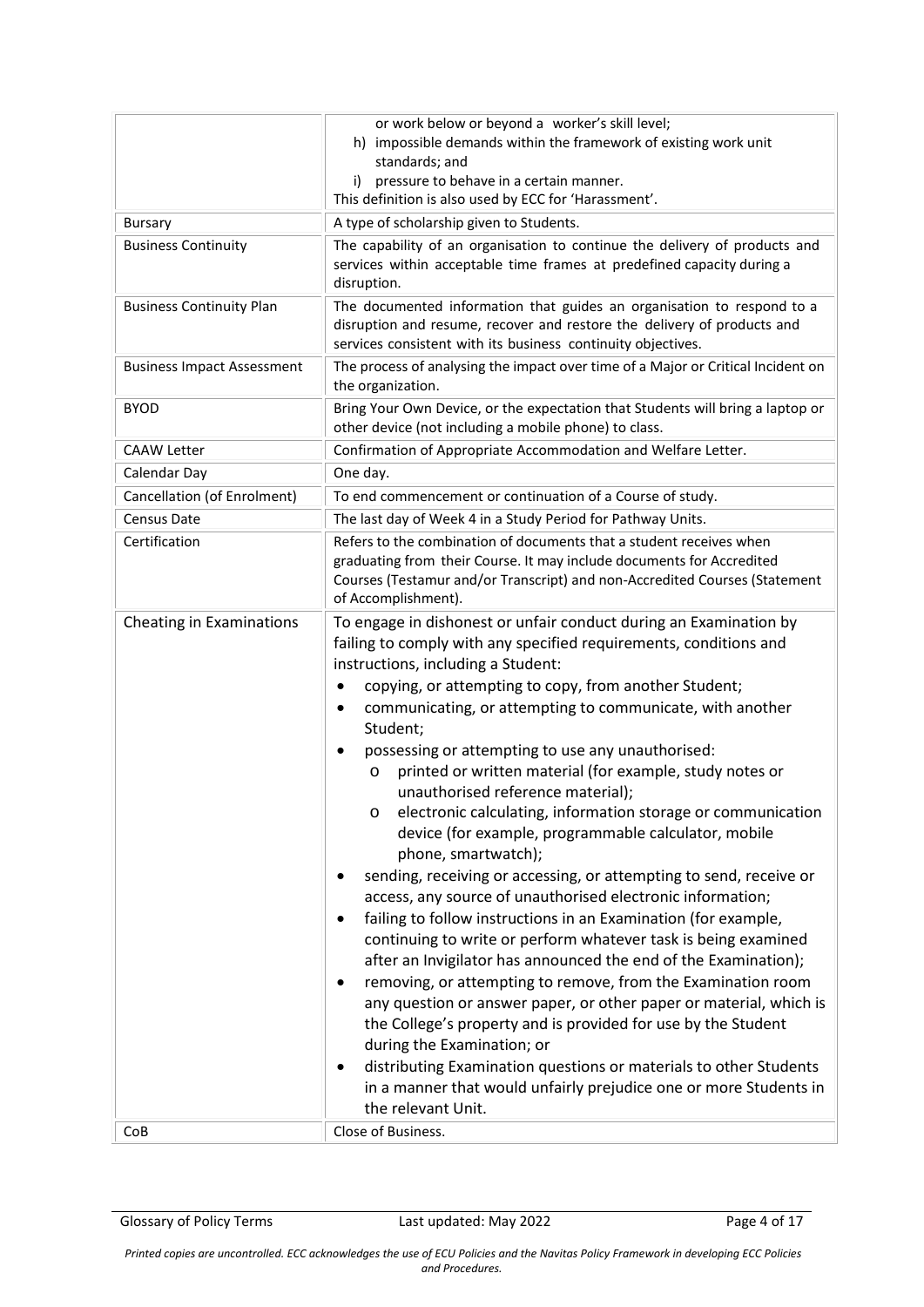| | |
|---|---|
| | or work below or beyond a worker's skill level;<br>h) impossible demands within the framework of existing work unit standards; and<br>i) pressure to behave in a certain manner.<br>This definition is also used by ECC for 'Harassment'. |
| Bursary | A type of scholarship given to Students. |
| Business Continuity | The capability of an organisation to continue the delivery of products and services within acceptable time frames at predefined capacity during a disruption. |
| Business Continuity Plan | The documented information that guides an organisation to respond to a disruption and resume, recover and restore the delivery of products and services consistent with its business continuity objectives. |
| Business Impact Assessment | The process of analysing the impact over time of a Major or Critical Incident on the organization. |
| BYOD | Bring Your Own Device, or the expectation that Students will bring a laptop or other device (not including a mobile phone) to class. |
| CAAW Letter | Confirmation of Appropriate Accommodation and Welfare Letter. |
| Calendar Day | One day. |
| Cancellation (of Enrolment) | To end commencement or continuation of a Course of study. |
| Census Date | The last day of Week 4 in a Study Period for Pathway Units. |
| Certification | Refers to the combination of documents that a student receives when graduating from their Course. It may include documents for Accredited Courses (Testamur and/or Transcript) and non-Accredited Courses (Statement of Accomplishment). |
| Cheating in Examinations | To engage in dishonest or unfair conduct during an Examination by failing to comply with any specified requirements, conditions and instructions, including a Student:<br>• copying, or attempting to copy, from another Student;<br>• communicating, or attempting to communicate, with another Student;<br>• possessing or attempting to use any unauthorised:<br>&nbsp;&nbsp;&nbsp;&nbsp;o printed or written material (for example, study notes or unauthorised reference material);<br>&nbsp;&nbsp;&nbsp;&nbsp;o electronic calculating, information storage or communication device (for example, programmable calculator, mobile phone, smartwatch);<br>• sending, receiving or accessing, or attempting to send, receive or access, any source of unauthorised electronic information;<br>• failing to follow instructions in an Examination (for example, continuing to write or perform whatever task is being examined after an Invigilator has announced the end of the Examination);<br>• removing, or attempting to remove, from the Examination room any question or answer paper, or other paper or material, which is the College's property and is provided for use by the Student during the Examination; or<br>• distributing Examination questions or materials to other Students in a manner that would unfairly prejudice one or more Students in the relevant Unit. |
| CoB | Close of Business. |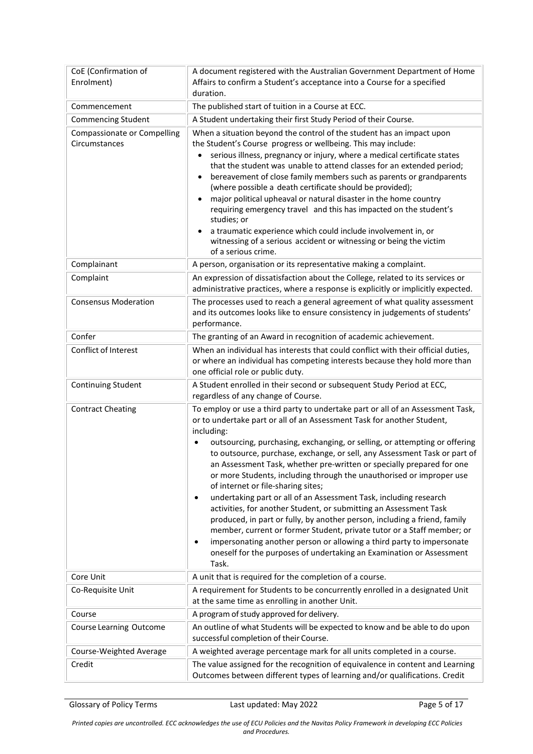| | |
|---|---|
| CoE (Confirmation of Enrolment) | A document registered with the Australian Government Department of Home Affairs to confirm a Student's acceptance into a Course for a specified duration. |
| Commencement | The published start of tuition in a Course at ECC. |
| Commencing Student | A Student undertaking their first Study Period of their Course. |
| Compassionate or Compelling Circumstances | When a situation beyond the control of the student has an impact upon the Student's Course progress or wellbeing. This may include:<br>• serious illness, pregnancy or injury, where a medical certificate states that the student was unable to attend classes for an extended period;<br>• bereavement of close family members such as parents or grandparents (where possible a death certificate should be provided);<br>• major political upheaval or natural disaster in the home country requiring emergency travel and this has impacted on the student's studies; or<br>• a traumatic experience which could include involvement in, or witnessing of a serious accident or witnessing or being the victim of a serious crime. |
| Complainant | A person, organisation or its representative making a complaint. |
| Complaint | An expression of dissatisfaction about the College, related to its services or administrative practices, where a response is explicitly or implicitly expected. |
| Consensus Moderation | The processes used to reach a general agreement of what quality assessment and its outcomes looks like to ensure consistency in judgements of students' performance. |
| Confer | The granting of an Award in recognition of academic achievement. |
| Conflict of Interest | When an individual has interests that could conflict with their official duties, or where an individual has competing interests because they hold more than one official role or public duty. |
| Continuing Student | A Student enrolled in their second or subsequent Study Period at ECC, regardless of any change of Course. |
| Contract Cheating | To employ or use a third party to undertake part or all of an Assessment Task, or to undertake part or all of an Assessment Task for another Student, including:<br>• outsourcing, purchasing, exchanging, or selling, or attempting or offering to outsource, purchase, exchange, or sell, any Assessment Task or part of an Assessment Task, whether pre-written or specially prepared for one or more Students, including through the unauthorised or improper use of internet or file-sharing sites;<br>• undertaking part or all of an Assessment Task, including research activities, for another Student, or submitting an Assessment Task produced, in part or fully, by another person, including a friend, family member, current or former Student, private tutor or a Staff member; or<br>• impersonating another person or allowing a third party to impersonate oneself for the purposes of undertaking an Examination or Assessment Task. |
| Core Unit | A unit that is required for the completion of a course. |
| Co-Requisite Unit | A requirement for Students to be concurrently enrolled in a designated Unit at the same time as enrolling in another Unit. |
| Course | A program of study approved for delivery. |
| Course Learning Outcome | An outline of what Students will be expected to know and be able to do upon successful completion of their Course. |
| Course-Weighted Average | A weighted average percentage mark for all units completed in a course. |
| Credit | The value assigned for the recognition of equivalence in content and Learning Outcomes between different types of learning and/or qualifications. Credit |

*Printed copies are uncontrolled. ECC acknowledges the use of ECU Policies and the Navitas Policy Framework in developing ECC Policies and Procedures.*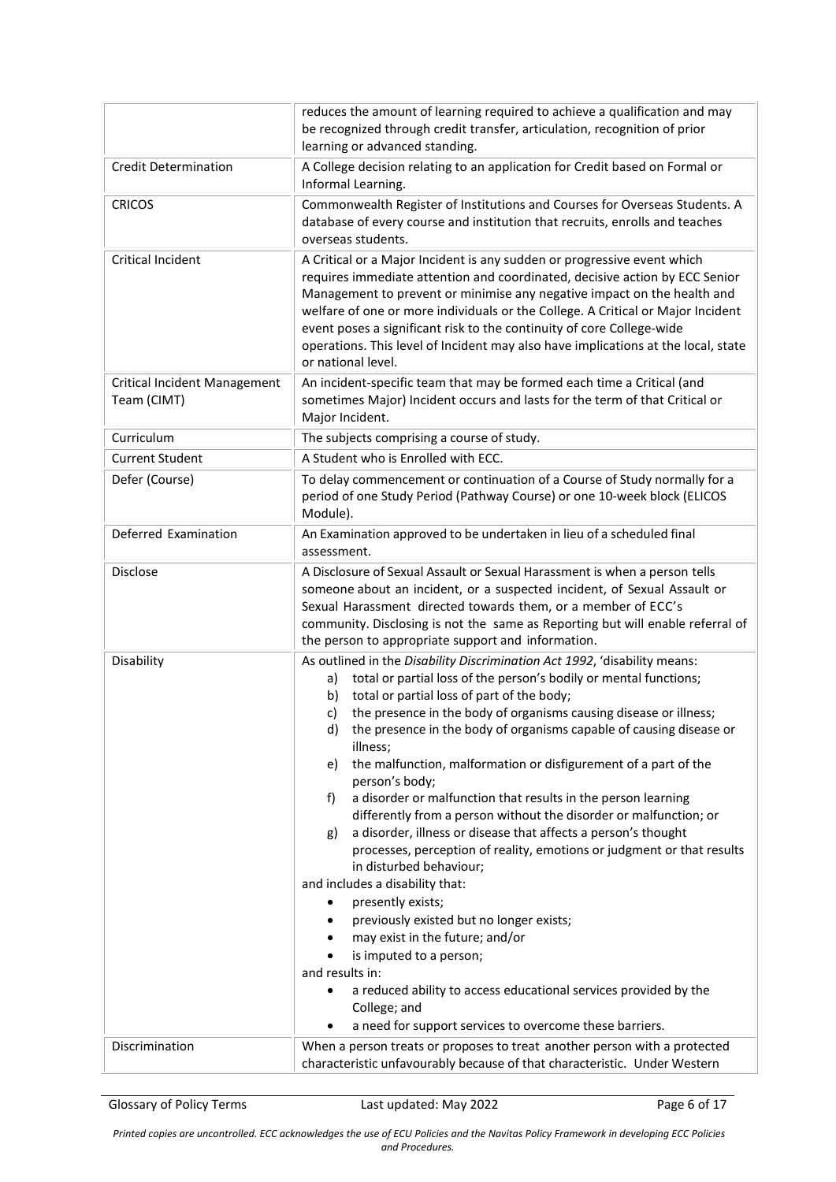| | |
|---|---|
| | reduces the amount of learning required to achieve a qualification and may be recognized through credit transfer, articulation, recognition of prior learning or advanced standing. |
| Credit Determination | A College decision relating to an application for Credit based on Formal or Informal Learning. |
| CRICOS | Commonwealth Register of Institutions and Courses for Overseas Students. A database of every course and institution that recruits, enrolls and teaches overseas students. |
| Critical Incident | A Critical or a Major Incident is any sudden or progressive event which requires immediate attention and coordinated, decisive action by ECC Senior Management to prevent or minimise any negative impact on the health and welfare of one or more individuals or the College. A Critical or Major Incident event poses a significant risk to the continuity of core College-wide operations. This level of Incident may also have implications at the local, state or national level. |
| Critical Incident Management Team (CIMT) | An incident-specific team that may be formed each time a Critical (and sometimes Major) Incident occurs and lasts for the term of that Critical or Major Incident. |
| Curriculum | The subjects comprising a course of study. |
| Current Student | A Student who is Enrolled with ECC. |
| Defer (Course) | To delay commencement or continuation of a Course of Study normally for a period of one Study Period (Pathway Course) or one 10-week block (ELICOS Module). |
| Deferred Examination | An Examination approved to be undertaken in lieu of a scheduled final assessment. |
| Disclose | A Disclosure of Sexual Assault or Sexual Harassment is when a person tells someone about an incident, or a suspected incident, of Sexual Assault or Sexual Harassment directed towards them, or a member of ECC's community. Disclosing is not the same as Reporting but will enable referral of the person to appropriate support and information. |
| Disability | As outlined in the *Disability Discrimination Act 1992*, 'disability means:<br>a) total or partial loss of the person's bodily or mental functions;<br>b) total or partial loss of part of the body;<br>c) the presence in the body of organisms causing disease or illness;<br>d) the presence in the body of organisms capable of causing disease or illness;<br>e) the malfunction, malformation or disfigurement of a part of the person's body;<br>f) a disorder or malfunction that results in the person learning differently from a person without the disorder or malfunction; or<br>g) a disorder, illness or disease that affects a person's thought processes, perception of reality, emotions or judgment or that results in disturbed behaviour;<br>and includes a disability that:<br>• presently exists;<br>• previously existed but no longer exists;<br>• may exist in the future; and/or<br>• is imputed to a person;<br>and results in:<br>• a reduced ability to access educational services provided by the College; and<br>• a need for support services to overcome these barriers. |
| Discrimination | When a person treats or proposes to treat another person with a protected characteristic unfavourably because of that characteristic. Under Western |

*Printed copies are uncontrolled. ECC acknowledges the use of ECU Policies and the Navitas Policy Framework in developing ECC Policies and Procedures.*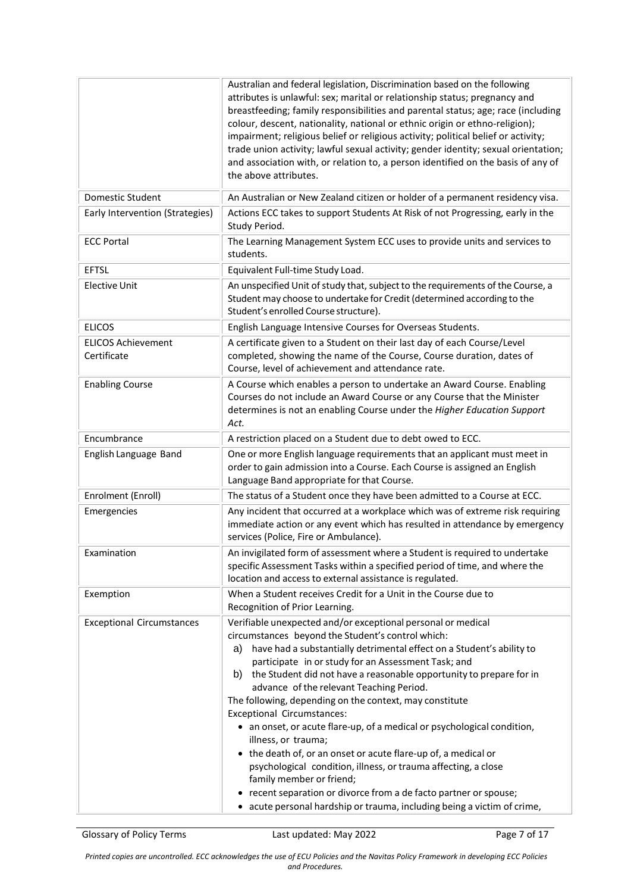| | |
|---|---|
| | Australian and federal legislation, Discrimination based on the following attributes is unlawful: sex; marital or relationship status; pregnancy and breastfeeding; family responsibilities and parental status; age; race (including colour, descent, nationality, national or ethnic origin or ethno-religion); impairment; religious belief or religious activity; political belief or activity; trade union activity; lawful sexual activity; gender identity; sexual orientation; and association with, or relation to, a person identified on the basis of any of the above attributes. |
| Domestic Student | An Australian or New Zealand citizen or holder of a permanent residency visa. |
| Early Intervention (Strategies) | Actions ECC takes to support Students At Risk of not Progressing, early in the Study Period. |
| ECC Portal | The Learning Management System ECC uses to provide units and services to students. |
| EFTSL | Equivalent Full-time Study Load. |
| Elective Unit | An unspecified Unit of study that, subject to the requirements of the Course, a Student may choose to undertake for Credit (determined according to the Student's enrolled Course structure). |
| ELICOS | English Language Intensive Courses for Overseas Students. |
| ELICOS Achievement Certificate | A certificate given to a Student on their last day of each Course/Level completed, showing the name of the Course, Course duration, dates of Course, level of achievement and attendance rate. |
| Enabling Course | A Course which enables a person to undertake an Award Course. Enabling Courses do not include an Award Course or any Course that the Minister determines is not an enabling Course under the *Higher Education Support Act.* |
| Encumbrance | A restriction placed on a Student due to debt owed to ECC. |
| English Language Band | One or more English language requirements that an applicant must meet in order to gain admission into a Course. Each Course is assigned an English Language Band appropriate for that Course. |
| Enrolment (Enroll) | The status of a Student once they have been admitted to a Course at ECC. |
| Emergencies | Any incident that occurred at a workplace which was of extreme risk requiring immediate action or any event which has resulted in attendance by emergency services (Police, Fire or Ambulance). |
| Examination | An invigilated form of assessment where a Student is required to undertake specific Assessment Tasks within a specified period of time, and where the location and access to external assistance is regulated. |
| Exemption | When a Student receives Credit for a Unit in the Course due to Recognition of Prior Learning. |
| Exceptional Circumstances | Verifiable unexpected and/or exceptional personal or medical circumstances beyond the Student's control which:<br>a) have had a substantially detrimental effect on a Student's ability to participate in or study for an Assessment Task; and<br>b) the Student did not have a reasonable opportunity to prepare for in advance of the relevant Teaching Period.<br>The following, depending on the context, may constitute Exceptional Circumstances:<br>• an onset, or acute flare-up, of a medical or psychological condition, illness, or trauma;<br>• the death of, or an onset or acute flare-up of, a medical or psychological condition, illness, or trauma affecting, a close family member or friend;<br>• recent separation or divorce from a de facto partner or spouse;<br>• acute personal hardship or trauma, including being a victim of crime, |

Glossary of Policy Terms Last updated: May 2022

*Printed copies are uncontrolled. ECC acknowledges the use of ECU Policies and the Navitas Policy Framework in developing ECC Policies and Procedures.*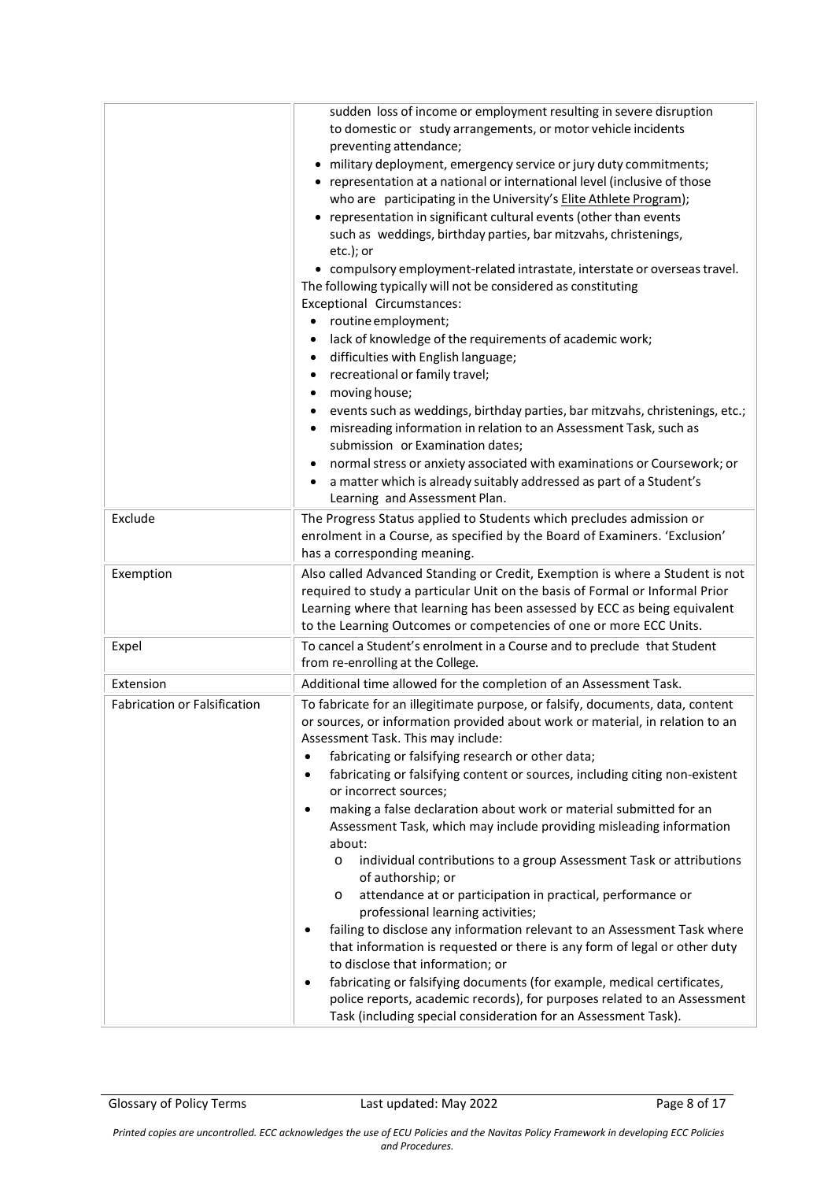| | |
|---|---|
| | sudden loss of income or employment resulting in severe disruption to domestic or study arrangements, or motor vehicle incidents preventing attendance;<br>• military deployment, emergency service or jury duty commitments;<br>• representation at a national or international level (inclusive of those who are participating in the University's Elite Athlete Program);<br>• representation in significant cultural events (other than events such as weddings, birthday parties, bar mitzvahs, christenings, etc.); or<br>• compulsory employment-related intrastate, interstate or overseas travel.<br>The following typically will not be considered as constituting Exceptional Circumstances:<br>• routine employment;<br>• lack of knowledge of the requirements of academic work;<br>• difficulties with English language;<br>• recreational or family travel;<br>• moving house;<br>• events such as weddings, birthday parties, bar mitzvahs, christenings, etc.;<br>• misreading information in relation to an Assessment Task, such as submission or Examination dates;<br>• normal stress or anxiety associated with examinations or Coursework; or<br>• a matter which is already suitably addressed as part of a Student's Learning and Assessment Plan. |
| Exclude | The Progress Status applied to Students which precludes admission or enrolment in a Course, as specified by the Board of Examiners. 'Exclusion' has a corresponding meaning. |
| Exemption | Also called Advanced Standing or Credit, Exemption is where a Student is not required to study a particular Unit on the basis of Formal or Informal Prior Learning where that learning has been assessed by ECC as being equivalent to the Learning Outcomes or competencies of one or more ECC Units. |
| Expel | To cancel a Student's enrolment in a Course and to preclude that Student from re-enrolling at the College. |
| Extension | Additional time allowed for the completion of an Assessment Task. |
| Fabrication or Falsification | To fabricate for an illegitimate purpose, or falsify, documents, data, content or sources, or information provided about work or material, in relation to an Assessment Task. This may include:<br>• fabricating or falsifying research or other data;<br>• fabricating or falsifying content or sources, including citing non-existent or incorrect sources;<br>• making a false declaration about work or material submitted for an Assessment Task, which may include providing misleading information about:<br>  o individual contributions to a group Assessment Task or attributions of authorship; or<br>  o attendance at or participation in practical, performance or professional learning activities;<br>• failing to disclose any information relevant to an Assessment Task where that information is requested or there is any form of legal or other duty to disclose that information; or<br>• fabricating or falsifying documents (for example, medical certificates, police reports, academic records), for purposes related to an Assessment Task (including special consideration for an Assessment Task). |

*Printed copies are uncontrolled. ECC acknowledges the use of ECU Policies and the Navitas Policy Framework in developing ECC Policies and Procedures.*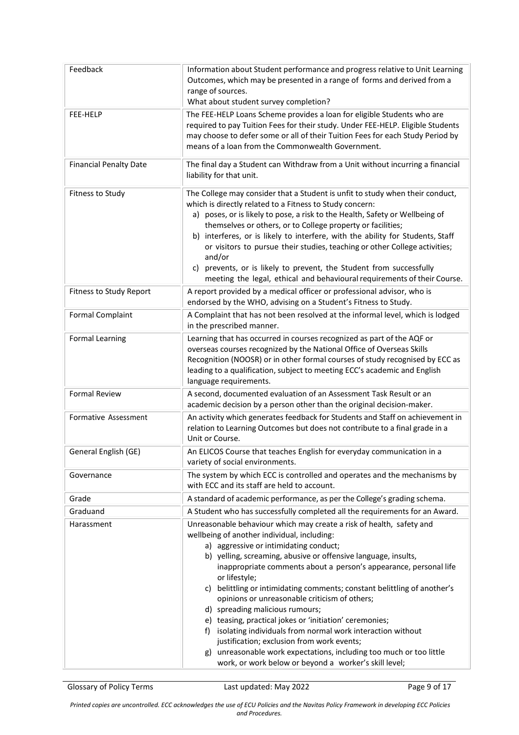| | |
|---|---|
| Feedback | Information about Student performance and progress relative to Unit Learning Outcomes, which may be presented in a range of forms and derived from a range of sources.<br>What about student survey completion? |
| FEE-HELP | The FEE-HELP Loans Scheme provides a loan for eligible Students who are required to pay Tuition Fees for their study. Under FEE-HELP. Eligible Students may choose to defer some or all of their Tuition Fees for each Study Period by means of a loan from the Commonwealth Government. |
| Financial Penalty Date | The final day a Student can Withdraw from a Unit without incurring a financial liability for that unit. |
| Fitness to Study | The College may consider that a Student is unfit to study when their conduct, which is directly related to a Fitness to Study concern:<br>a) poses, or is likely to pose, a risk to the Health, Safety or Wellbeing of themselves or others, or to College property or facilities;<br>b) interferes, or is likely to interfere, with the ability for Students, Staff or visitors to pursue their studies, teaching or other College activities; and/or<br>c) prevents, or is likely to prevent, the Student from successfully meeting the legal, ethical and behavioural requirements of their Course. |
| Fitness to Study Report | A report provided by a medical officer or professional advisor, who is endorsed by the WHO, advising on a Student's Fitness to Study. |
| Formal Complaint | A Complaint that has not been resolved at the informal level, which is lodged in the prescribed manner. |
| Formal Learning | Learning that has occurred in courses recognized as part of the AQF or overseas courses recognized by the National Office of Overseas Skills Recognition (NOOSR) or in other formal courses of study recognised by ECC as leading to a qualification, subject to meeting ECC's academic and English language requirements. |
| Formal Review | A second, documented evaluation of an Assessment Task Result or an academic decision by a person other than the original decision-maker. |
| Formative Assessment | An activity which generates feedback for Students and Staff on achievement in relation to Learning Outcomes but does not contribute to a final grade in a Unit or Course. |
| General English (GE) | An ELICOS Course that teaches English for everyday communication in a variety of social environments. |
| Governance | The system by which ECC is controlled and operates and the mechanisms by with ECC and its staff are held to account. |
| Grade | A standard of academic performance, as per the College's grading schema. |
| Graduand | A Student who has successfully completed all the requirements for an Award. |
| Harassment | Unreasonable behaviour which may create a risk of health, safety and wellbeing of another individual, including:<br>a) aggressive or intimidating conduct;<br>b) yelling, screaming, abusive or offensive language, insults, inappropriate comments about a person's appearance, personal life or lifestyle;<br>c) belittling or intimidating comments; constant belittling of another's opinions or unreasonable criticism of others;<br>d) spreading malicious rumours;<br>e) teasing, practical jokes or 'initiation' ceremonies;<br>f) isolating individuals from normal work interaction without justification; exclusion from work events;<br>g) unreasonable work expectations, including too much or too little work, or work below or beyond a worker's skill level; |

*Printed copies are uncontrolled. ECC acknowledges the use of ECU Policies and the Navitas Policy Framework in developing ECC Policies and Procedures.*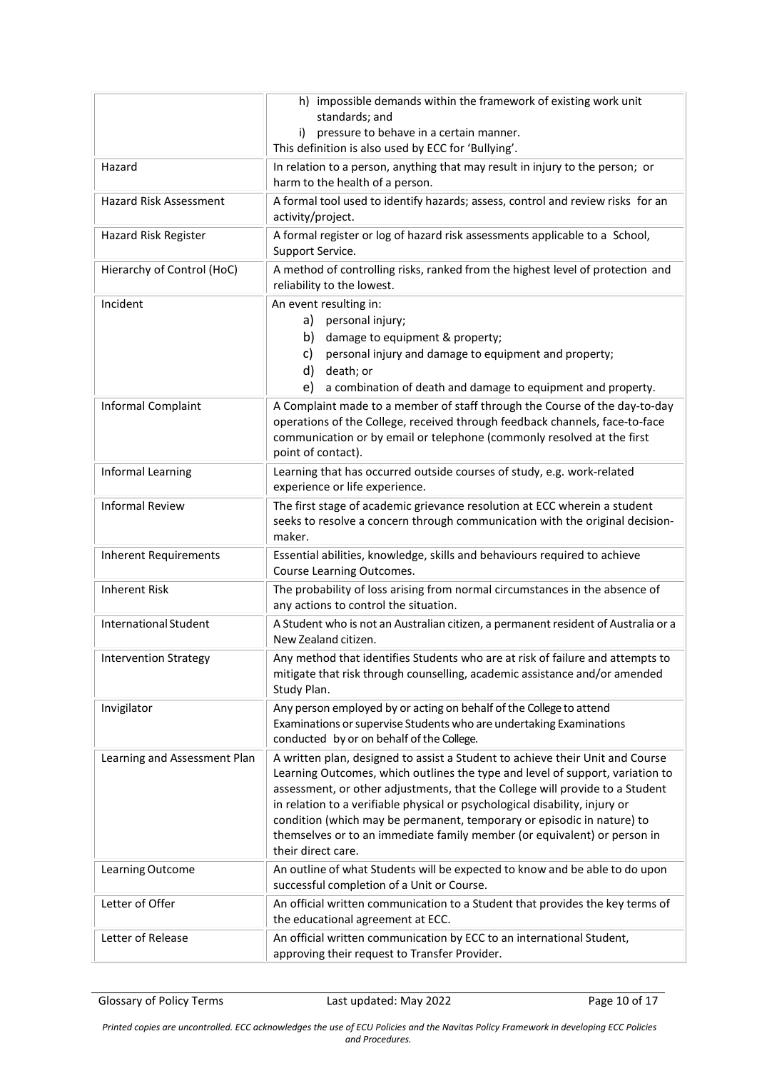| | |
|---|---|
| | h) impossible demands within the framework of existing work unit standards; and<br>i) pressure to behave in a certain manner.<br>This definition is also used by ECC for 'Bullying'. |
| Hazard | In relation to a person, anything that may result in injury to the person; or harm to the health of a person. |
| Hazard Risk Assessment | A formal tool used to identify hazards; assess, control and review risks for an activity/project. |
| Hazard Risk Register | A formal register or log of hazard risk assessments applicable to a School, Support Service. |
| Hierarchy of Control (HoC) | A method of controlling risks, ranked from the highest level of protection and reliability to the lowest. |
| Incident | An event resulting in:<br>a) personal injury;<br>b) damage to equipment & property;<br>c) personal injury and damage to equipment and property;<br>d) death; or<br>e) a combination of death and damage to equipment and property. |
| Informal Complaint | A Complaint made to a member of staff through the Course of the day-to-day operations of the College, received through feedback channels, face-to-face communication or by email or telephone (commonly resolved at the first point of contact). |
| Informal Learning | Learning that has occurred outside courses of study, e.g. work-related experience or life experience. |
| Informal Review | The first stage of academic grievance resolution at ECC wherein a student seeks to resolve a concern through communication with the original decision-maker. |
| Inherent Requirements | Essential abilities, knowledge, skills and behaviours required to achieve Course Learning Outcomes. |
| Inherent Risk | The probability of loss arising from normal circumstances in the absence of any actions to control the situation. |
| International Student | A Student who is not an Australian citizen, a permanent resident of Australia or a New Zealand citizen. |
| Intervention Strategy | Any method that identifies Students who are at risk of failure and attempts to mitigate that risk through counselling, academic assistance and/or amended Study Plan. |
| Invigilator | Any person employed by or acting on behalf of the College to attend Examinations or supervise Students who are undertaking Examinations conducted by or on behalf of the College. |
| Learning and Assessment Plan | A written plan, designed to assist a Student to achieve their Unit and Course Learning Outcomes, which outlines the type and level of support, variation to assessment, or other adjustments, that the College will provide to a Student in relation to a verifiable physical or psychological disability, injury or condition (which may be permanent, temporary or episodic in nature) to themselves or to an immediate family member (or equivalent) or person in their direct care. |
| Learning Outcome | An outline of what Students will be expected to know and be able to do upon successful completion of a Unit or Course. |
| Letter of Offer | An official written communication to a Student that provides the key terms of the educational agreement at ECC. |
| Letter of Release | An official written communication by ECC to an international Student, approving their request to Transfer Provider. |

*Printed copies are uncontrolled. ECC acknowledges the use of ECU Policies and the Navitas Policy Framework in developing ECC Policies and Procedures.*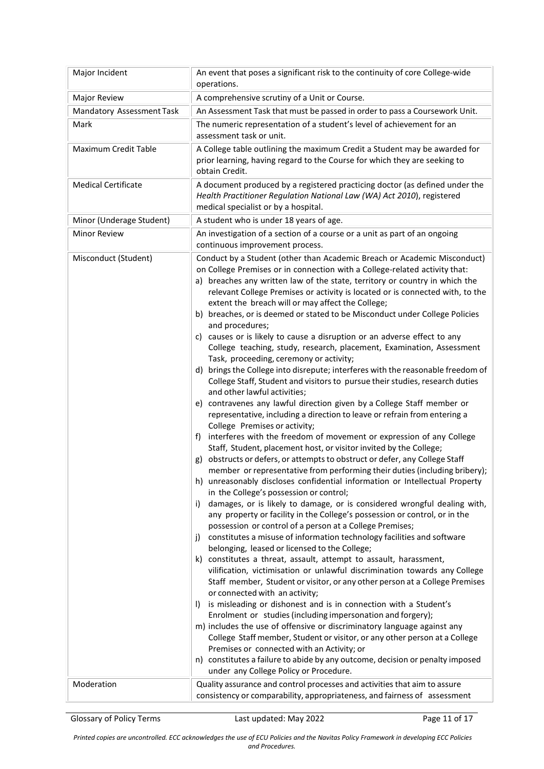| | |
|---|---|
| Major Incident | An event that poses a significant risk to the continuity of core College-wide operations. |
| Major Review | A comprehensive scrutiny of a Unit or Course. |
| Mandatory Assessment Task | An Assessment Task that must be passed in order to pass a Coursework Unit. |
| Mark | The numeric representation of a student's level of achievement for an assessment task or unit. |
| Maximum Credit Table | A College table outlining the maximum Credit a Student may be awarded for prior learning, having regard to the Course for which they are seeking to obtain Credit. |
| Medical Certificate | A document produced by a registered practicing doctor (as defined under the *Health Practitioner Regulation National Law (WA) Act 2010*), registered medical specialist or by a hospital. |
| Minor (Underage Student) | A student who is under 18 years of age. |
| Minor Review | An investigation of a section of a course or a unit as part of an ongoing continuous improvement process. |
| Misconduct (Student) | Conduct by a Student (other than Academic Breach or Academic Misconduct) on College Premises or in connection with a College-related activity that:<br>a) breaches any written law of the state, territory or country in which the relevant College Premises or activity is located or is connected with, to the extent the breach will or may affect the College;<br>b) breaches, or is deemed or stated to be Misconduct under College Policies and procedures;<br>c) causes or is likely to cause a disruption or an adverse effect to any College teaching, study, research, placement, Examination, Assessment Task, proceeding, ceremony or activity;<br>d) brings the College into disrepute; interferes with the reasonable freedom of College Staff, Student and visitors to pursue their studies, research duties and other lawful activities;<br>e) contravenes any lawful direction given by a College Staff member or representative, including a direction to leave or refrain from entering a College Premises or activity;<br>f) interferes with the freedom of movement or expression of any College Staff, Student, placement host, or visitor invited by the College;<br>g) obstructs or defers, or attempts to obstruct or defer, any College Staff member or representative from performing their duties (including bribery);<br>h) unreasonably discloses confidential information or Intellectual Property in the College's possession or control;<br>i) damages, or is likely to damage, or is considered wrongful dealing with, any property or facility in the College's possession or control, or in the possession or control of a person at a College Premises;<br>j) constitutes a misuse of information technology facilities and software belonging, leased or licensed to the College;<br>k) constitutes a threat, assault, attempt to assault, harassment, vilification, victimisation or unlawful discrimination towards any College Staff member, Student or visitor, or any other person at a College Premises or connected with an activity;<br>l) is misleading or dishonest and is in connection with a Student's Enrolment or studies (including impersonation and forgery);<br>m) includes the use of offensive or discriminatory language against any College Staff member, Student or visitor, or any other person at a College Premises or connected with an Activity; or<br>n) constitutes a failure to abide by any outcome, decision or penalty imposed under any College Policy or Procedure. |
| Moderation | Quality assurance and control processes and activities that aim to assure consistency or comparability, appropriateness, and fairness of assessment |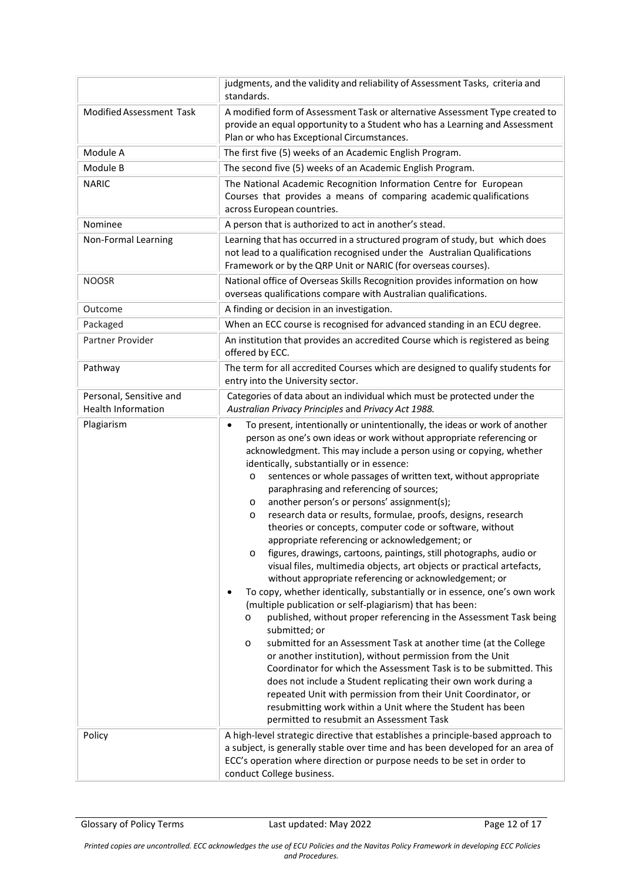| | |
|---|---|
| | judgments, and the validity and reliability of Assessment Tasks, criteria and standards. |
| Modified Assessment Task | A modified form of Assessment Task or alternative Assessment Type created to provide an equal opportunity to a Student who has a Learning and Assessment Plan or who has Exceptional Circumstances. |
| Module A | The first five (5) weeks of an Academic English Program. |
| Module B | The second five (5) weeks of an Academic English Program. |
| NARIC | The National Academic Recognition Information Centre for European Courses that provides a means of comparing academic qualifications across European countries. |
| Nominee | A person that is authorized to act in another's stead. |
| Non-Formal Learning | Learning that has occurred in a structured program of study, but which does not lead to a qualification recognised under the Australian Qualifications Framework or by the QRP Unit or NARIC (for overseas courses). |
| NOOSR | National office of Overseas Skills Recognition provides information on how overseas qualifications compare with Australian qualifications. |
| Outcome | A finding or decision in an investigation. |
| Packaged | When an ECC course is recognised for advanced standing in an ECU degree. |
| Partner Provider | An institution that provides an accredited Course which is registered as being offered by ECC. |
| Pathway | The term for all accredited Courses which are designed to qualify students for entry into the University sector. |
| Personal, Sensitive and Health Information | Categories of data about an individual which must be protected under the *Australian Privacy Principles* and *Privacy Act 1988.* |
| Plagiarism | • To present, intentionally or unintentionally, the ideas or work of another person as one's own ideas or work without appropriate referencing or acknowledgment. This may include a person using or copying, whether identically, substantially or in essence:<br>o sentences or whole passages of written text, without appropriate paraphrasing and referencing of sources;<br>o another person's or persons' assignment(s);<br>o research data or results, formulae, proofs, designs, research theories or concepts, computer code or software, without appropriate referencing or acknowledgement; or<br>o figures, drawings, cartoons, paintings, still photographs, audio or visual files, multimedia objects, art objects or practical artefacts, without appropriate referencing or acknowledgement; or<br>• To copy, whether identically, substantially or in essence, one's own work (multiple publication or self-plagiarism) that has been:<br>o published, without proper referencing in the Assessment Task being submitted; or<br>o submitted for an Assessment Task at another time (at the College or another institution), without permission from the Unit Coordinator for which the Assessment Task is to be submitted. This does not include a Student replicating their own work during a repeated Unit with permission from their Unit Coordinator, or resubmitting work within a Unit where the Student has been permitted to resubmit an Assessment Task |
| Policy | A high-level strategic directive that establishes a principle-based approach to a subject, is generally stable over time and has been developed for an area of ECC's operation where direction or purpose needs to be set in order to conduct College business. |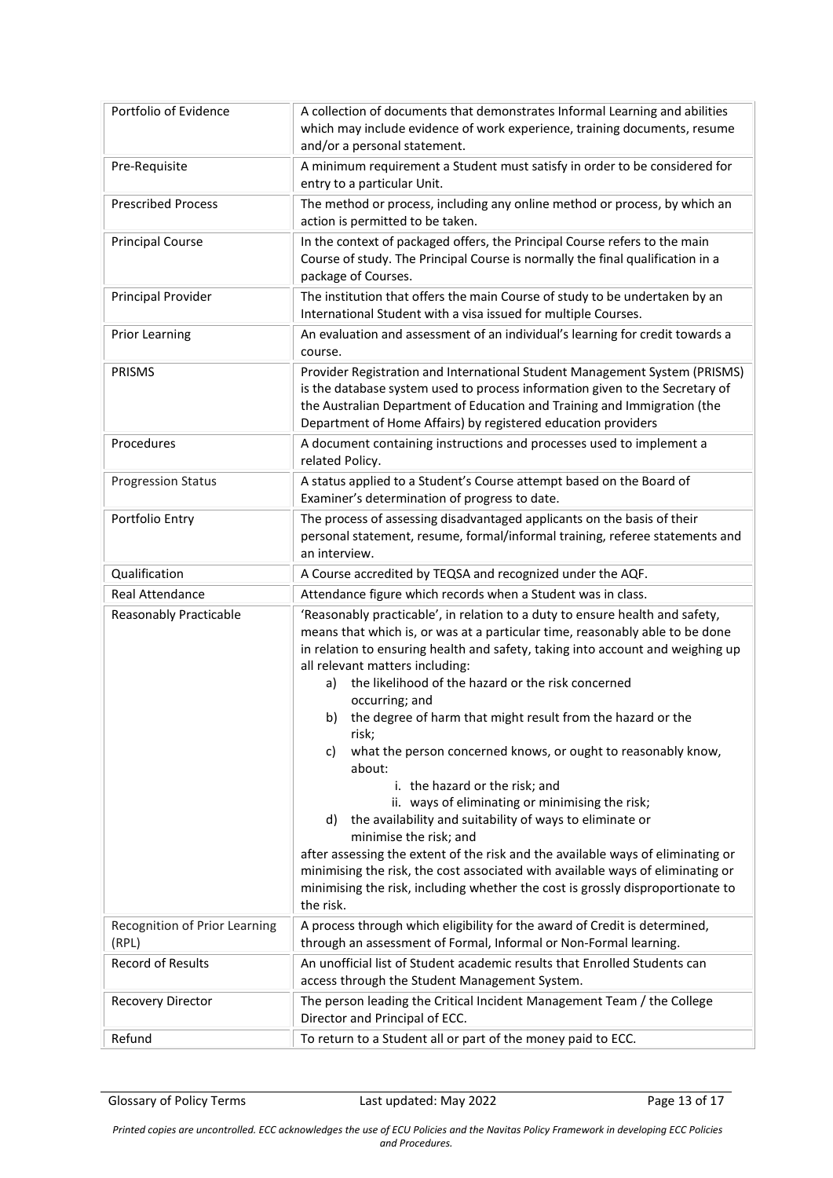| | |
|---|---|
| Portfolio of Evidence | A collection of documents that demonstrates Informal Learning and abilities which may include evidence of work experience, training documents, resume and/or a personal statement. |
| Pre-Requisite | A minimum requirement a Student must satisfy in order to be considered for entry to a particular Unit. |
| Prescribed Process | The method or process, including any online method or process, by which an action is permitted to be taken. |
| Principal Course | In the context of packaged offers, the Principal Course refers to the main Course of study. The Principal Course is normally the final qualification in a package of Courses. |
| Principal Provider | The institution that offers the main Course of study to be undertaken by an International Student with a visa issued for multiple Courses. |
| Prior Learning | An evaluation and assessment of an individual's learning for credit towards a course. |
| PRISMS | Provider Registration and International Student Management System (PRISMS) is the database system used to process information given to the Secretary of the Australian Department of Education and Training and Immigration (the Department of Home Affairs) by registered education providers |
| Procedures | A document containing instructions and processes used to implement a related Policy. |
| Progression Status | A status applied to a Student's Course attempt based on the Board of Examiner's determination of progress to date. |
| Portfolio Entry | The process of assessing disadvantaged applicants on the basis of their personal statement, resume, formal/informal training, referee statements and an interview. |
| Qualification | A Course accredited by TEQSA and recognized under the AQF. |
| Real Attendance | Attendance figure which records when a Student was in class. |
| Reasonably Practicable | 'Reasonably practicable', in relation to a duty to ensure health and safety, means that which is, or was at a particular time, reasonably able to be done in relation to ensuring health and safety, taking into account and weighing up all relevant matters including:<br>a) the likelihood of the hazard or the risk concerned occurring; and<br>b) the degree of harm that might result from the hazard or the risk;<br>c) what the person concerned knows, or ought to reasonably know, about:<br>i. the hazard or the risk; and<br>ii. ways of eliminating or minimising the risk;<br>d) the availability and suitability of ways to eliminate or minimise the risk; and<br>after assessing the extent of the risk and the available ways of eliminating or minimising the risk, the cost associated with available ways of eliminating or minimising the risk, including whether the cost is grossly disproportionate to the risk. |
| Recognition of Prior Learning (RPL) | A process through which eligibility for the award of Credit is determined, through an assessment of Formal, Informal or Non-Formal learning. |
| Record of Results | An unofficial list of Student academic results that Enrolled Students can access through the Student Management System. |
| Recovery Director | The person leading the Critical Incident Management Team / the College Director and Principal of ECC. |
| Refund | To return to a Student all or part of the money paid to ECC. |

*Printed copies are uncontrolled. ECC acknowledges the use of ECU Policies and the Navitas Policy Framework in developing ECC Policies and Procedures.*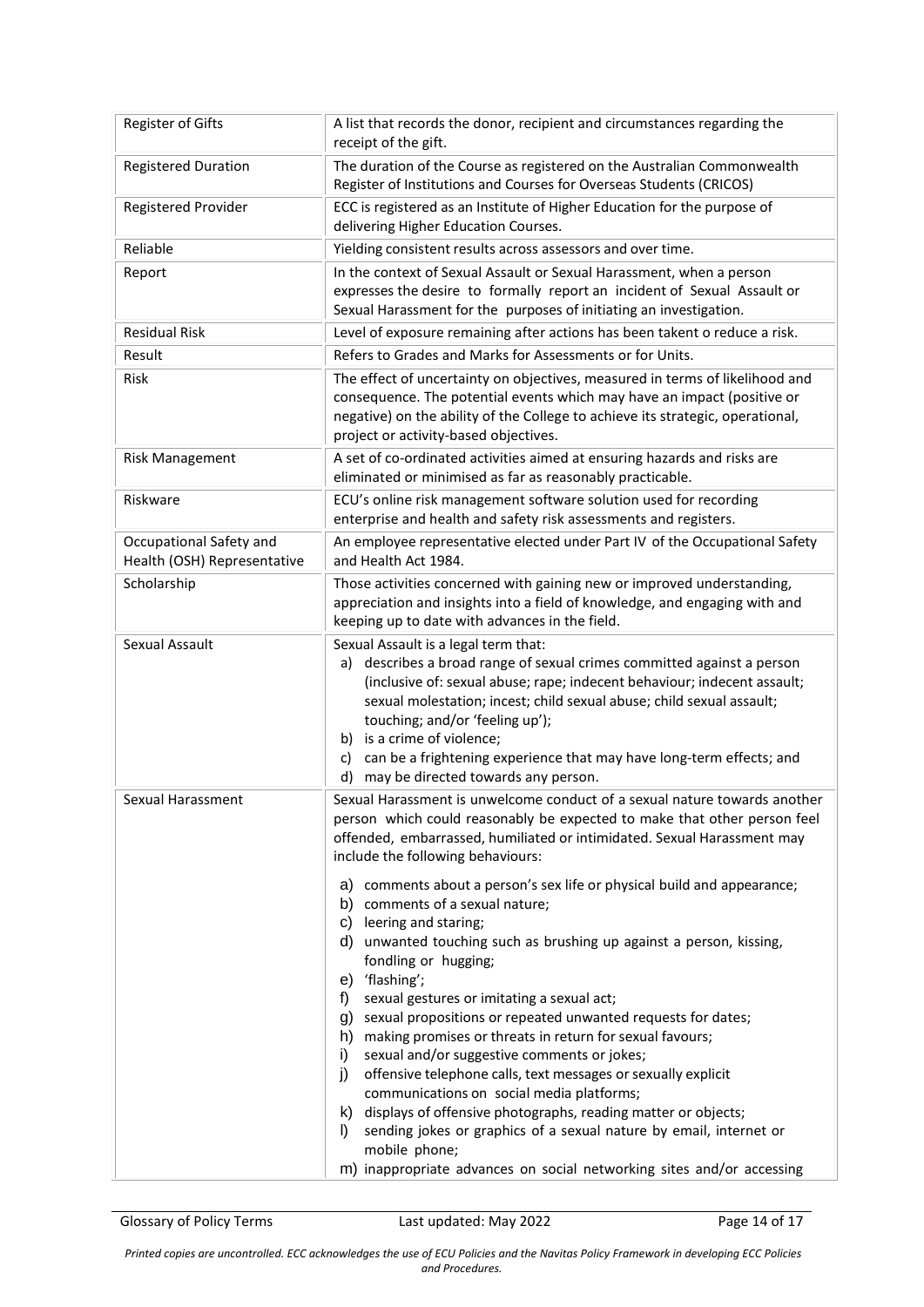| | |
|---|---|
| Register of Gifts | A list that records the donor, recipient and circumstances regarding the receipt of the gift. |
| Registered Duration | The duration of the Course as registered on the Australian Commonwealth Register of Institutions and Courses for Overseas Students (CRICOS) |
| Registered Provider | ECC is registered as an Institute of Higher Education for the purpose of delivering Higher Education Courses. |
| Reliable | Yielding consistent results across assessors and over time. |
| Report | In the context of Sexual Assault or Sexual Harassment, when a person expresses the desire to formally report an incident of Sexual Assault or Sexual Harassment for the purposes of initiating an investigation. |
| Residual Risk | Level of exposure remaining after actions has been takent o reduce a risk. |
| Result | Refers to Grades and Marks for Assessments or for Units. |
| Risk | The effect of uncertainty on objectives, measured in terms of likelihood and consequence. The potential events which may have an impact (positive or negative) on the ability of the College to achieve its strategic, operational, project or activity-based objectives. |
| Risk Management | A set of co-ordinated activities aimed at ensuring hazards and risks are eliminated or minimised as far as reasonably practicable. |
| Riskware | ECU's online risk management software solution used for recording enterprise and health and safety risk assessments and registers. |
| Occupational Safety and Health (OSH) Representative | An employee representative elected under Part IV of the Occupational Safety and Health Act 1984. |
| Scholarship | Those activities concerned with gaining new or improved understanding, appreciation and insights into a field of knowledge, and engaging with and keeping up to date with advances in the field. |
| Sexual Assault | Sexual Assault is a legal term that:<br>a) describes a broad range of sexual crimes committed against a person (inclusive of: sexual abuse; rape; indecent behaviour; indecent assault; sexual molestation; incest; child sexual abuse; child sexual assault; touching; and/or 'feeling up');<br>b) is a crime of violence;<br>c) can be a frightening experience that may have long-term effects; and<br>d) may be directed towards any person. |
| Sexual Harassment | Sexual Harassment is unwelcome conduct of a sexual nature towards another person which could reasonably be expected to make that other person feel offended, embarrassed, humiliated or intimidated. Sexual Harassment may include the following behaviours:<br>a) comments about a person's sex life or physical build and appearance;<br>b) comments of a sexual nature;<br>c) leering and staring;<br>d) unwanted touching such as brushing up against a person, kissing, fondling or hugging;<br>e) 'flashing';<br>f) sexual gestures or imitating a sexual act;<br>g) sexual propositions or repeated unwanted requests for dates;<br>h) making promises or threats in return for sexual favours;<br>i) sexual and/or suggestive comments or jokes;<br>j) offensive telephone calls, text messages or sexually explicit communications on social media platforms;<br>k) displays of offensive photographs, reading matter or objects;<br>l) sending jokes or graphics of a sexual nature by email, internet or mobile phone;<br>m) inappropriate advances on social networking sites and/or accessing |

*Printed copies are uncontrolled. ECC acknowledges the use of ECU Policies and the Navitas Policy Framework in developing ECC Policies and Procedures.*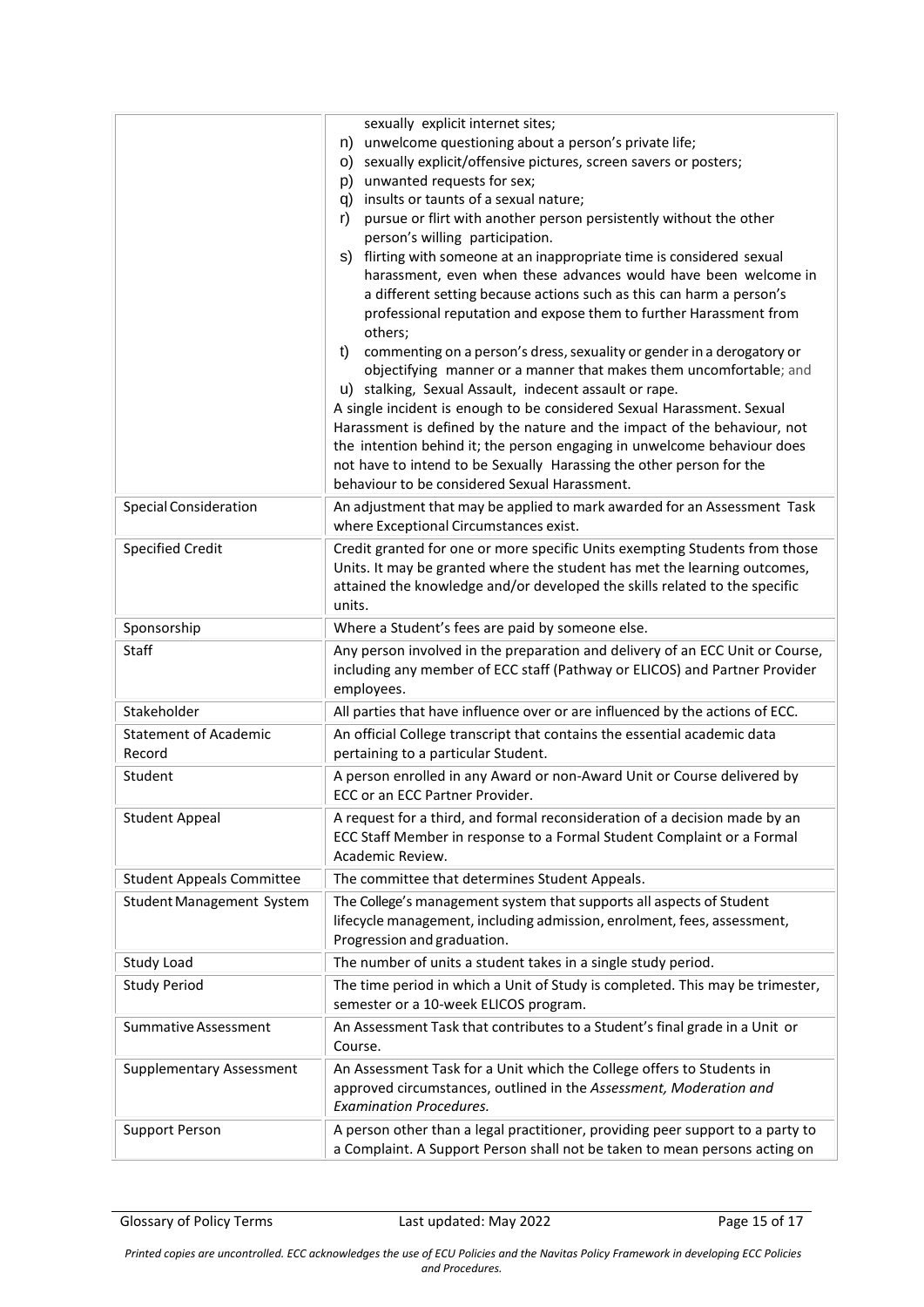| | |
|---|---|
| | sexually explicit internet sites;<br>n) unwelcome questioning about a person's private life;<br>o) sexually explicit/offensive pictures, screen savers or posters;<br>p) unwanted requests for sex;<br>q) insults or taunts of a sexual nature;<br>r) pursue or flirt with another person persistently without the other person's willing participation.<br>s) flirting with someone at an inappropriate time is considered sexual harassment, even when these advances would have been welcome in a different setting because actions such as this can harm a person's professional reputation and expose them to further Harassment from others;<br>t) commenting on a person's dress, sexuality or gender in a derogatory or objectifying manner or a manner that makes them uncomfortable; and<br>u) stalking, Sexual Assault, indecent assault or rape.<br>A single incident is enough to be considered Sexual Harassment. Sexual Harassment is defined by the nature and the impact of the behaviour, not the intention behind it; the person engaging in unwelcome behaviour does not have to intend to be Sexually Harassing the other person for the behaviour to be considered Sexual Harassment. |
| Special Consideration | An adjustment that may be applied to mark awarded for an Assessment Task where Exceptional Circumstances exist. |
| Specified Credit | Credit granted for one or more specific Units exempting Students from those Units. It may be granted where the student has met the learning outcomes, attained the knowledge and/or developed the skills related to the specific units. |
| Sponsorship | Where a Student's fees are paid by someone else. |
| Staff | Any person involved in the preparation and delivery of an ECC Unit or Course, including any member of ECC staff (Pathway or ELICOS) and Partner Provider employees. |
| Stakeholder | All parties that have influence over or are influenced by the actions of ECC. |
| Statement of Academic Record | An official College transcript that contains the essential academic data pertaining to a particular Student. |
| Student | A person enrolled in any Award or non-Award Unit or Course delivered by ECC or an ECC Partner Provider. |
| Student Appeal | A request for a third, and formal reconsideration of a decision made by an ECC Staff Member in response to a Formal Student Complaint or a Formal Academic Review. |
| Student Appeals Committee | The committee that determines Student Appeals. |
| Student Management System | The College's management system that supports all aspects of Student lifecycle management, including admission, enrolment, fees, assessment, Progression and graduation. |
| Study Load | The number of units a student takes in a single study period. |
| Study Period | The time period in which a Unit of Study is completed. This may be trimester, semester or a 10-week ELICOS program. |
| Summative Assessment | An Assessment Task that contributes to a Student's final grade in a Unit or Course. |
| Supplementary Assessment | An Assessment Task for a Unit which the College offers to Students in approved circumstances, outlined in the *Assessment, Moderation and Examination Procedures.* |
| Support Person | A person other than a legal practitioner, providing peer support to a party to a Complaint. A Support Person shall not be taken to mean persons acting on |

*Printed copies are uncontrolled. ECC acknowledges the use of ECU Policies and the Navitas Policy Framework in developing ECC Policies and Procedures.*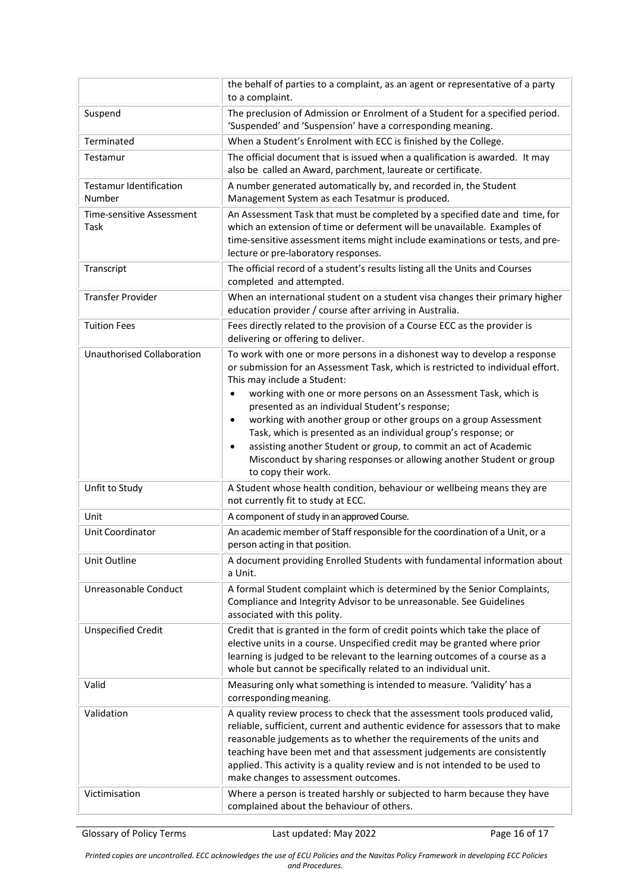| | |
|---|---|
| | the behalf of parties to a complaint, as an agent or representative of a party to a complaint. |
| Suspend | The preclusion of Admission or Enrolment of a Student for a specified period. 'Suspended' and 'Suspension' have a corresponding meaning. |
| Terminated | When a Student's Enrolment with ECC is finished by the College. |
| Testamur | The official document that is issued when a qualification is awarded. It may also be called an Award, parchment, laureate or certificate. |
| Testamur Identification Number | A number generated automatically by, and recorded in, the Student Management System as each Tesatmur is produced. |
| Time-sensitive Assessment Task | An Assessment Task that must be completed by a specified date and time, for which an extension of time or deferment will be unavailable. Examples of time-sensitive assessment items might include examinations or tests, and pre-lecture or pre-laboratory responses. |
| Transcript | The official record of a student's results listing all the Units and Courses completed and attempted. |
| Transfer Provider | When an international student on a student visa changes their primary higher education provider / course after arriving in Australia. |
| Tuition Fees | Fees directly related to the provision of a Course ECC as the provider is delivering or offering to deliver. |
| Unauthorised Collaboration | To work with one or more persons in a dishonest way to develop a response or submission for an Assessment Task, which is restricted to individual effort. This may include a Student:<br>• working with one or more persons on an Assessment Task, which is presented as an individual Student's response;<br>• working with another group or other groups on a group Assessment Task, which is presented as an individual group's response; or<br>• assisting another Student or group, to commit an act of Academic Misconduct by sharing responses or allowing another Student or group to copy their work. |
| Unfit to Study | A Student whose health condition, behaviour or wellbeing means they are not currently fit to study at ECC. |
| Unit | A component of study in an approved Course. |
| Unit Coordinator | An academic member of Staff responsible for the coordination of a Unit, or a person acting in that position. |
| Unit Outline | A document providing Enrolled Students with fundamental information about a Unit. |
| Unreasonable Conduct | A formal Student complaint which is determined by the Senior Complaints, Compliance and Integrity Advisor to be unreasonable. See Guidelines associated with this polity. |
| Unspecified Credit | Credit that is granted in the form of credit points which take the place of elective units in a course. Unspecified credit may be granted where prior learning is judged to be relevant to the learning outcomes of a course as a whole but cannot be specifically related to an individual unit. |
| Valid | Measuring only what something is intended to measure. 'Validity' has a corresponding meaning. |
| Validation | A quality review process to check that the assessment tools produced valid, reliable, sufficient, current and authentic evidence for assessors that to make reasonable judgements as to whether the requirements of the units and teaching have been met and that assessment judgements are consistently applied. This activity is a quality review and is not intended to be used to make changes to assessment outcomes. |
| Victimisation | Where a person is treated harshly or subjected to harm because they have complained about the behaviour of others. |

*Printed copies are uncontrolled. ECC acknowledges the use of ECU Policies and the Navitas Policy Framework in developing ECC Policies and Procedures.*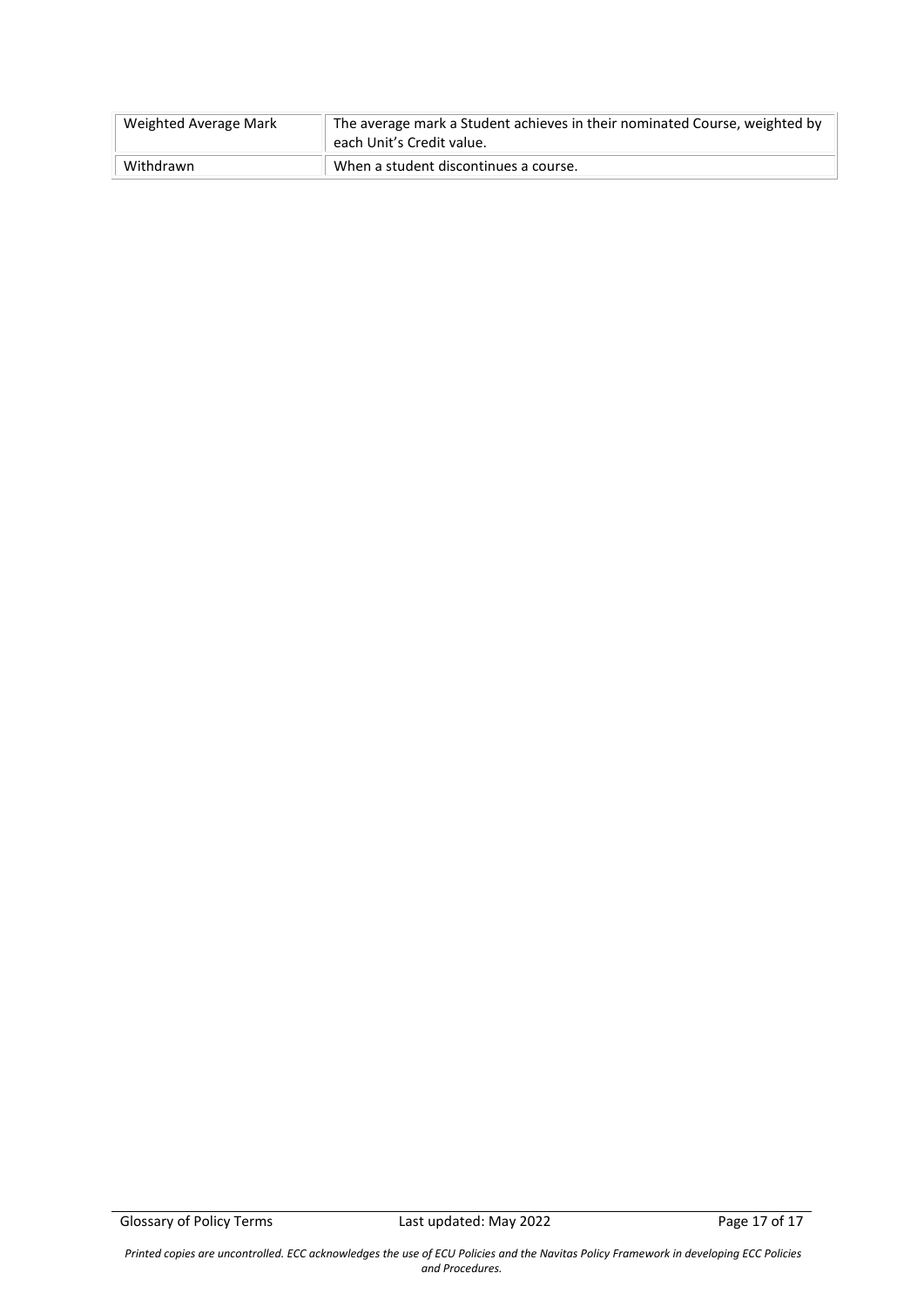| | |
|---|---|
| Weighted Average Mark | The average mark a Student achieves in their nominated Course, weighted by each Unit's Credit value. |
| Withdrawn | When a student discontinues a course. |